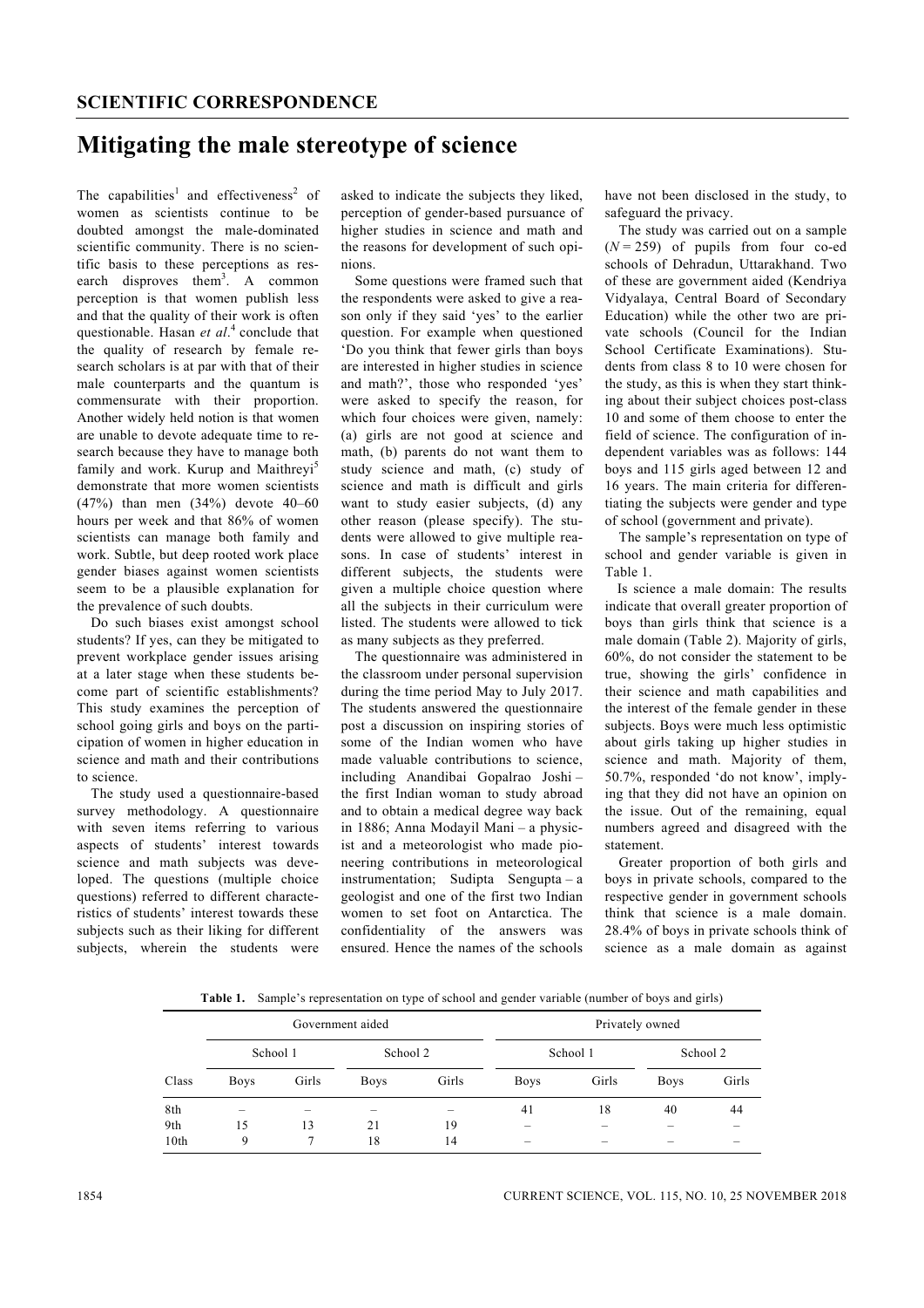## SCIENTIFIC CORRESPONDENCE

# Mitigating the male stereotype of science

The capabilities[1] and effectiveness[2] of women as scientists continue to be doubted amongst the male-dominated scientific community. There is no scientific basis to these perceptions as research disproves them[3]. A common perception is that women publish less and that the quality of their work is often questionable. Hasan *et al*.[4] conclude that the quality of research by female research scholars is at par with that of their male counterparts and the quantum is commensurate with their proportion. Another widely held notion is that women are unable to devote adequate time to research because they have to manage both family and work. Kurup and Maithreyi[5] demonstrate that more women scientists (47%) than men (34%) devote 40–60 hours per week and that 86% of women scientists can manage both family and work. Subtle, but deep rooted work place gender biases against women scientists seem to be a plausible explanation for the prevalence of such doubts.

Do such biases exist amongst school students? If yes, can they be mitigated to prevent workplace gender issues arising at a later stage when these students become part of scientific establishments? This study examines the perception of school going girls and boys on the participation of women in higher education in science and math and their contributions to science.

The study used a questionnaire-based survey methodology. A questionnaire with seven items referring to various aspects of students' interest towards science and math subjects was developed. The questions (multiple choice questions) referred to different characteristics of students' interest towards these subjects such as their liking for different subjects, wherein the students were asked to indicate the subjects they liked, perception of gender-based pursuance of higher studies in science and math and the reasons for development of such opinions.

Some questions were framed such that the respondents were asked to give a reason only if they said 'yes' to the earlier question. For example when questioned 'Do you think that fewer girls than boys are interested in higher studies in science and math?', those who responded 'yes' were asked to specify the reason, for which four choices were given, namely: (a) girls are not good at science and math, (b) parents do not want them to study science and math, (c) study of science and math is difficult and girls want to study easier subjects, (d) any other reason (please specify). The students were allowed to give multiple reasons. In case of students' interest in different subjects, the students were given a multiple choice question where all the subjects in their curriculum were listed. The students were allowed to tick as many subjects as they preferred.

The questionnaire was administered in the classroom under personal supervision during the time period May to July 2017. The students answered the questionnaire post a discussion on inspiring stories of some of the Indian women who have made valuable contributions to science, including Anandibai Gopalrao Joshi – the first Indian woman to study abroad and to obtain a medical degree way back in 1886; Anna Modayil Mani – a physicist and a meteorologist who made pioneering contributions in meteorological instrumentation; Sudipta Sengupta – a geologist and one of the first two Indian women to set foot on Antarctica. The confidentiality of the answers was ensured. Hence the names of the schools have not been disclosed in the study, to safeguard the privacy.

The study was carried out on a sample ($N = 259$) of pupils from four co-ed schools of Dehradun, Uttarakhand. Two of these are government aided (Kendriya Vidyalaya, Central Board of Secondary Education) while the other two are private schools (Council for the Indian School Certificate Examinations). Students from class 8 to 10 were chosen for the study, as this is when they start thinking about their subject choices post-class 10 and some of them choose to enter the field of science. The configuration of independent variables was as follows: 144 boys and 115 girls aged between 12 and 16 years. The main criteria for differentiating the subjects were gender and type of school (government and private).

The sample's representation on type of school and gender variable is given in Table 1.

Is science a male domain: The results indicate that overall greater proportion of boys than girls think that science is a male domain (Table 2). Majority of girls, 60%, do not consider the statement to be true, showing the girls' confidence in their science and math capabilities and the interest of the female gender in these subjects. Boys were much less optimistic about girls taking up higher studies in science and math. Majority of them, 50.7%, responded 'do not know', implying that they did not have an opinion on the issue. Out of the remaining, equal numbers agreed and disagreed with the statement.

Greater proportion of both girls and boys in private schools, compared to the respective gender in government schools think that science is a male domain. 28.4% of boys in private schools think of science as a male domain as against

**Table 1.** Sample's representation on type of school and gender variable (number of boys and girls)

| | Government aided | | | | Privately owned | | | |
|---|---|---|---|---|---|---|---|---|
| | School 1 | | School 2 | | School 1 | | School 2 | |
| Class | Boys | Girls | Boys | Girls | Boys | Girls | Boys | Girls |
| 8th | – | – | – | – | 41 | 18 | 40 | 44 |
| 9th | 15 | 13 | 21 | 19 | – | – | – | – |
| 10th | 9 | 7 | 18 | 14 | – | – | – | – |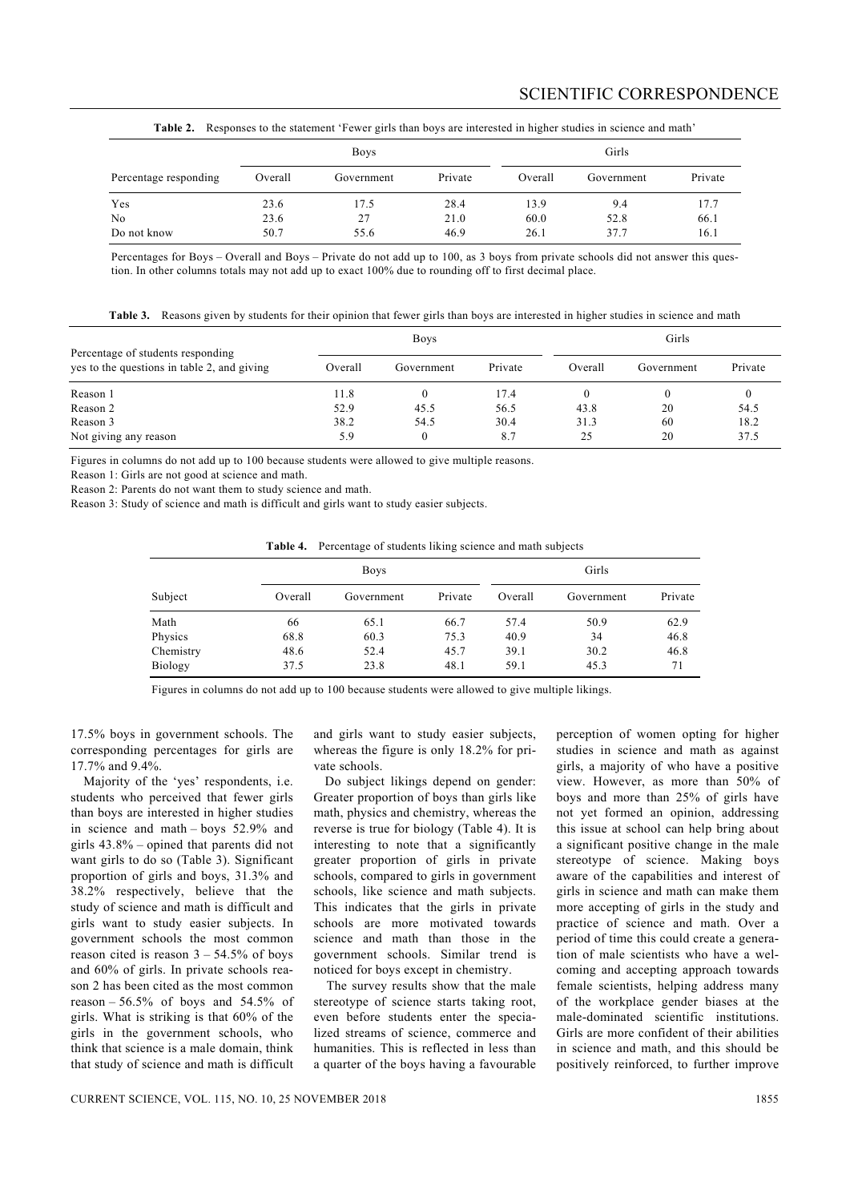**Table 2.** Responses to the statement 'Fewer girls than boys are interested in higher studies in science and math'

| | Boys | | | Girls | | |
|---|---|---|---|---|---|---|
| Percentage responding | Overall | Government | Private | Overall | Government | Private |
| Yes | 23.6 | 17.5 | 28.4 | 13.9 | 9.4 | 17.7 |
| No | 23.6 | 27 | 21.0 | 60.0 | 52.8 | 66.1 |
| Do not know | 50.7 | 55.6 | 46.9 | 26.1 | 37.7 | 16.1 |

Percentages for Boys – Overall and Boys – Private do not add up to 100, as 3 boys from private schools did not answer this question. In other columns totals may not add up to exact 100% due to rounding off to first decimal place.

**Table 3.** Reasons given by students for their opinion that fewer girls than boys are interested in higher studies in science and math

| | Boys | | | Girls | | |
|---|---|---|---|---|---|---|
| Percentage of students responding yes to the questions in table 2, and giving | Overall | Government | Private | Overall | Government | Private |
| Reason 1 | 11.8 | 0 | 17.4 | 0 | 0 | 0 |
| Reason 2 | 52.9 | 45.5 | 56.5 | 43.8 | 20 | 54.5 |
| Reason 3 | 38.2 | 54.5 | 30.4 | 31.3 | 60 | 18.2 |
| Not giving any reason | 5.9 | 0 | 8.7 | 25 | 20 | 37.5 |

Figures in columns do not add up to 100 because students were allowed to give multiple reasons.

Reason 1: Girls are not good at science and math.

Reason 2: Parents do not want them to study science and math.

Reason 3: Study of science and math is difficult and girls want to study easier subjects.

**Table 4.** Percentage of students liking science and math subjects

| | Boys | | | Girls | | |
|---|---|---|---|---|---|---|
| Subject | Overall | Government | Private | Overall | Government | Private |
| Math | 66 | 65.1 | 66.7 | 57.4 | 50.9 | 62.9 |
| Physics | 68.8 | 60.3 | 75.3 | 40.9 | 34 | 46.8 |
| Chemistry | 48.6 | 52.4 | 45.7 | 39.1 | 30.2 | 46.8 |
| Biology | 37.5 | 23.8 | 48.1 | 59.1 | 45.3 | 71 |

Figures in columns do not add up to 100 because students were allowed to give multiple likings.

17.5% boys in government schools. The corresponding percentages for girls are 17.7% and 9.4%.

Majority of the 'yes' respondents, i.e. students who perceived that fewer girls than boys are interested in higher studies in science and math – boys 52.9% and girls 43.8% – opined that parents did not want girls to do so (Table 3). Significant proportion of girls and boys, 31.3% and 38.2% respectively, believe that the study of science and math is difficult and girls want to study easier subjects. In government schools the most common reason cited is reason 3 – 54.5% of boys and 60% of girls. In private schools reason 2 has been cited as the most common reason – 56.5% of boys and 54.5% of girls. What is striking is that 60% of the girls in the government schools, who think that science is a male domain, think that study of science and math is difficult and girls want to study easier subjects, whereas the figure is only 18.2% for private schools.

Do subject likings depend on gender: Greater proportion of boys than girls like math, physics and chemistry, whereas the reverse is true for biology (Table 4). It is interesting to note that a significantly greater proportion of girls in private schools, compared to girls in government schools, like science and math subjects. This indicates that the girls in private schools are more motivated towards science and math than those in the government schools. Similar trend is noticed for boys except in chemistry.

The survey results show that the male stereotype of science starts taking root, even before students enter the specialized streams of science, commerce and humanities. This is reflected in less than a quarter of the boys having a favourable perception of women opting for higher studies in science and math as against girls, a majority of who have a positive view. However, as more than 50% of boys and more than 25% of girls have not yet formed an opinion, addressing this issue at school can help bring about a significant positive change in the male stereotype of science. Making boys aware of the capabilities and interest of girls in science and math can make them more accepting of girls in the study and practice of science and math. Over a period of time this could create a generation of male scientists who have a welcoming and accepting approach towards female scientists, helping address many of the workplace gender biases at the male-dominated scientific institutions. Girls are more confident of their abilities in science and math, and this should be positively reinforced, to further improve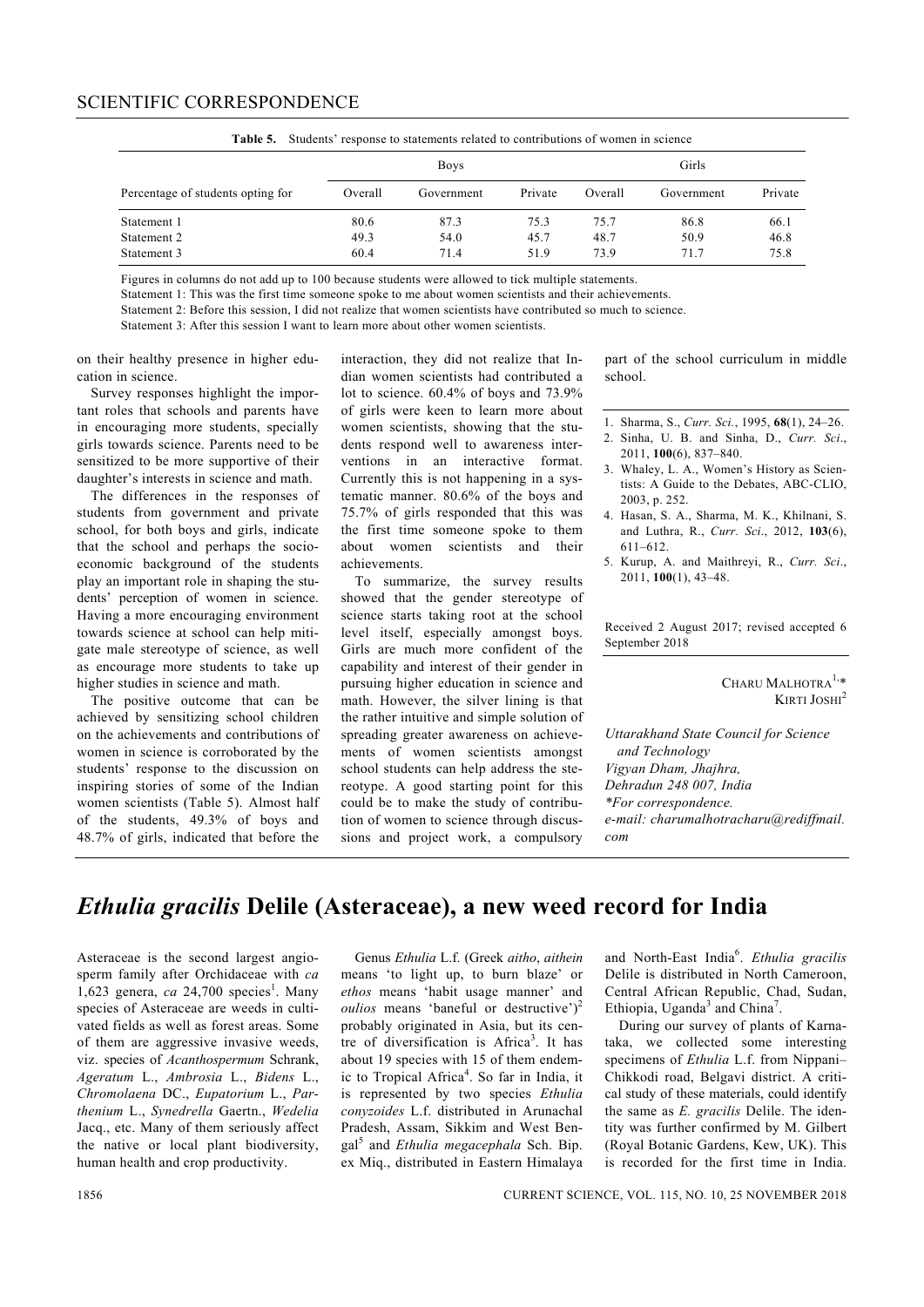**Table 5.** Students' response to statements related to contributions of women in science

| | Boys | | | Girls | | |
|---|---|---|---|---|---|---|
| Percentage of students opting for | Overall | Government | Private | Overall | Government | Private |
| Statement 1 | 80.6 | 87.3 | 75.3 | 75.7 | 86.8 | 66.1 |
| Statement 2 | 49.3 | 54.0 | 45.7 | 48.7 | 50.9 | 46.8 |
| Statement 3 | 60.4 | 71.4 | 51.9 | 73.9 | 71.7 | 75.8 |

Figures in columns do not add up to 100 because students were allowed to tick multiple statements.

Statement 1: This was the first time someone spoke to me about women scientists and their achievements.

Statement 2: Before this session, I did not realize that women scientists have contributed so much to science.

Statement 3: After this session I want to learn more about other women scientists.

on their healthy presence in higher education in science.

Survey responses highlight the important roles that schools and parents have in encouraging more students, specially girls towards science. Parents need to be sensitized to be more supportive of their daughter's interests in science and math.

The differences in the responses of students from government and private school, for both boys and girls, indicate that the school and perhaps the socio-economic background of the students play an important role in shaping the students' perception of women in science. Having a more encouraging environment towards science at school can help mitigate male stereotype of science, as well as encourage more students to take up higher studies in science and math.

The positive outcome that can be achieved by sensitizing school children on the achievements and contributions of women in science is corroborated by the students' response to the discussion on inspiring stories of some of the Indian women scientists (Table 5). Almost half of the students, 49.3% of boys and 48.7% of girls, indicated that before the interaction, they did not realize that Indian women scientists had contributed a lot to science. 60.4% of boys and 73.9% of girls were keen to learn more about women scientists, showing that the students respond well to awareness interventions in an interactive format. Currently this is not happening in a systematic manner. 80.6% of the boys and 75.7% of girls responded that this was the first time someone spoke to them about women scientists and their achievements.

To summarize, the survey results showed that the gender stereotype of science starts taking root at the school level itself, especially amongst boys. Girls are much more confident of the capability and interest of their gender in pursuing higher education in science and math. However, the silver lining is that the rather intuitive and simple solution of spreading greater awareness on achievements of women scientists amongst school students can help address the stereotype. A good starting point for this could be to make the study of contribution of women to science through discussions and project work, a compulsory part of the school curriculum in middle school.

1. Sharma, S., *Curr. Sci.*, 1995, **68**(1), 24–26.
2. Sinha, U. B. and Sinha, D., *Curr. Sci.*, 2011, **100**(6), 837–840.
3. Whaley, L. A., Women's History as Scientists: A Guide to the Debates, ABC-CLIO, 2003, p. 252.
4. Hasan, S. A., Sharma, M. K., Khilnani, S. and Luthra, R., *Curr. Sci.*, 2012, **103**(6), 611–612.
5. Kurup, A. and Maithreyi, R., *Curr. Sci.*, 2011, **100**(1), 43–48.

Received 2 August 2017; revised accepted 6 September 2018

CHARU MALHOTRA[1,*]
KIRTI JOSHI[2]

*Uttarakhand State Council for Science and Technology*
*Vigyan Dham, Jhajhra,*
*Dehradun 248 007, India*
**For correspondence.*
*e-mail: charumalhotracharu@rediffmail.com*

# *Ethulia gracilis* Delile (Asteraceae), a new weed record for India

Asteraceae is the second largest angiosperm family after Orchidaceae with *ca* 1,623 genera, *ca* 24,700 species[1]. Many species of Asteraceae are weeds in cultivated fields as well as forest areas. Some of them are aggressive invasive weeds, viz. species of *Acanthospermum* Schrank, *Ageratum* L., *Ambrosia* L., *Bidens* L., *Chromolaena* DC., *Eupatorium* L., *Parthenium* L., *Synedrella* Gaertn., *Wedelia* Jacq., etc. Many of them seriously affect the native or local plant biodiversity, human health and crop productivity.

Genus *Ethulia* L.f. (Greek *aitho*, *aithein* means 'to light up, to burn blaze' or *ethos* means 'habit usage manner' and *oulios* means 'baneful or destructive')[2] probably originated in Asia, but its centre of diversification is Africa[3]. It has about 19 species with 15 of them endemic to Tropical Africa[4]. So far in India, it is represented by two species *Ethulia conyzoides* L.f. distributed in Arunachal Pradesh, Assam, Sikkim and West Bengal[5] and *Ethulia megacephala* Sch. Bip. ex Miq., distributed in Eastern Himalaya and North-East India[6]. *Ethulia gracilis* Delile is distributed in North Cameroon, Central African Republic, Chad, Sudan, Ethiopia, Uganda[3] and China[7].

During our survey of plants of Karnataka, we collected some interesting specimens of *Ethulia* L.f. from Nippani–Chikkodi road, Belgavi district. A critical study of these materials, could identify the same as *E. gracilis* Delile. The identity was further confirmed by M. Gilbert (Royal Botanic Gardens, Kew, UK). This is recorded for the first time in India.